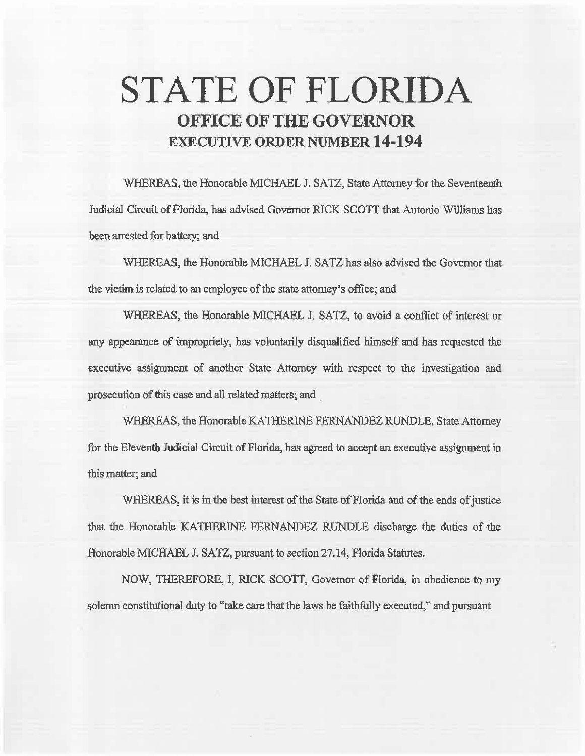# STATE OF FLORIDA

## OFFICE OF THE GOVERNOR

## EXECUTIVE ORDER NUMBER 14-194

WHEREAS, the Honorable MICHAEL J. SATZ, State Attorney for the Seventeenth Judicial Circuit of Florida, has advised Governor RICK SCOTT that Antonio Williams has been arrested for battery; and

WHEREAS, the Honorable MICHAEL J. SATZ has also advised the Governor that the victim is related to an employee of the state attorney's office; and

WHEREAS, the Honorable MICHAEL J. SATZ, to avoid a conflict of interest or any appearance of impropriety, has voluntarily disqualified himself and has requested the executive assignment of another State Attorney with respect to the investigation and prosecution of this case and all related matters; and

WHEREAS, the Honorable KATHERINE FERNANDEZ RUNDLE, State Attorney for the Eleventh Judicial Circuit of Florida, has agreed to accept an executive assignment in this matter; and

WHEREAS, it is in the best interest of the State of Florida and of the ends of justice that the Honorable KATHERINE FERNANDEZ RUNDLE discharge the duties of the Honorable MICHAEL J. SATZ, pursuant to section 27.14, Florida Statutes.

NOW, THEREFORE, I, RICK SCOTT, Governor of Florida, in obedience to my solemn constitutional duty to "take care that the laws be faithfully executed," and pursuant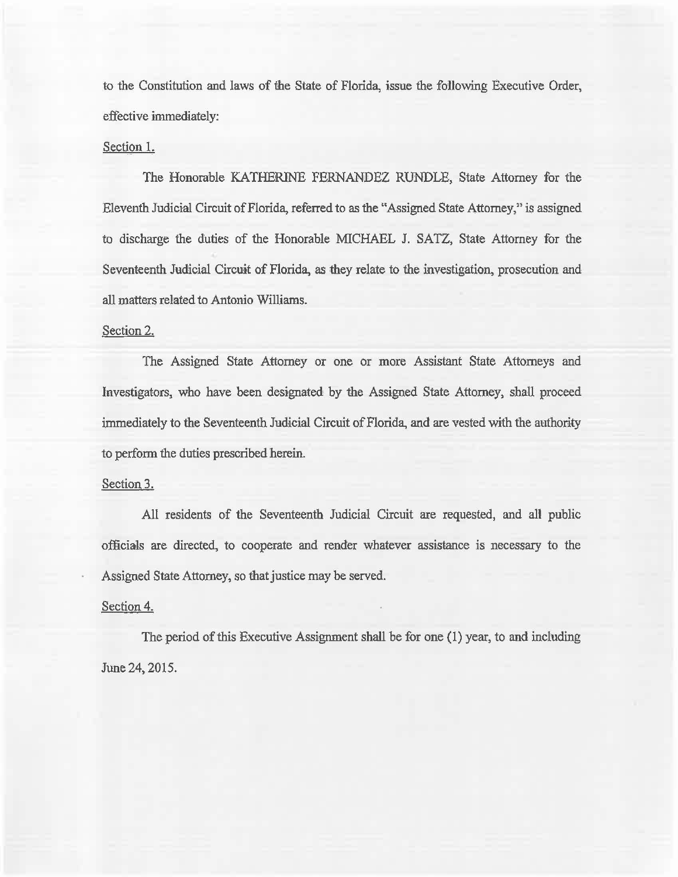to the Constitution and laws of the State of Florida, issue the following Executive Order, effective immediately:

Section 1.

The Honorable KATHERINE FERNANDEZ RUNDLE, State Attorney for the Eleventh Judicial Circuit of Florida, referred to as the "Assigned State Attorney," is assigned to discharge the duties of the Honorable MICHAEL J. SATZ, State Attorney for the Seventeenth Judicial Circuit of Florida, as they relate to the investigation, prosecution and all matters related to Antonio Williams.

Section 2.

The Assigned State Attorney or one or more Assistant State Attorneys and Investigators, who have been designated by the Assigned State Attorney, shall proceed immediately to the Seventeenth Judicial Circuit of Florida, and are vested with the authority to perform the duties prescribed herein.

Section 3.

All residents of the Seventeenth Judicial Circuit are requested, and all public officials are directed, to cooperate and render whatever assistance is necessary to the Assigned State Attorney, so that justice may be served.

Section 4.

The period of this Executive Assignment shall be for one (1) year, to and including June 24, 2015.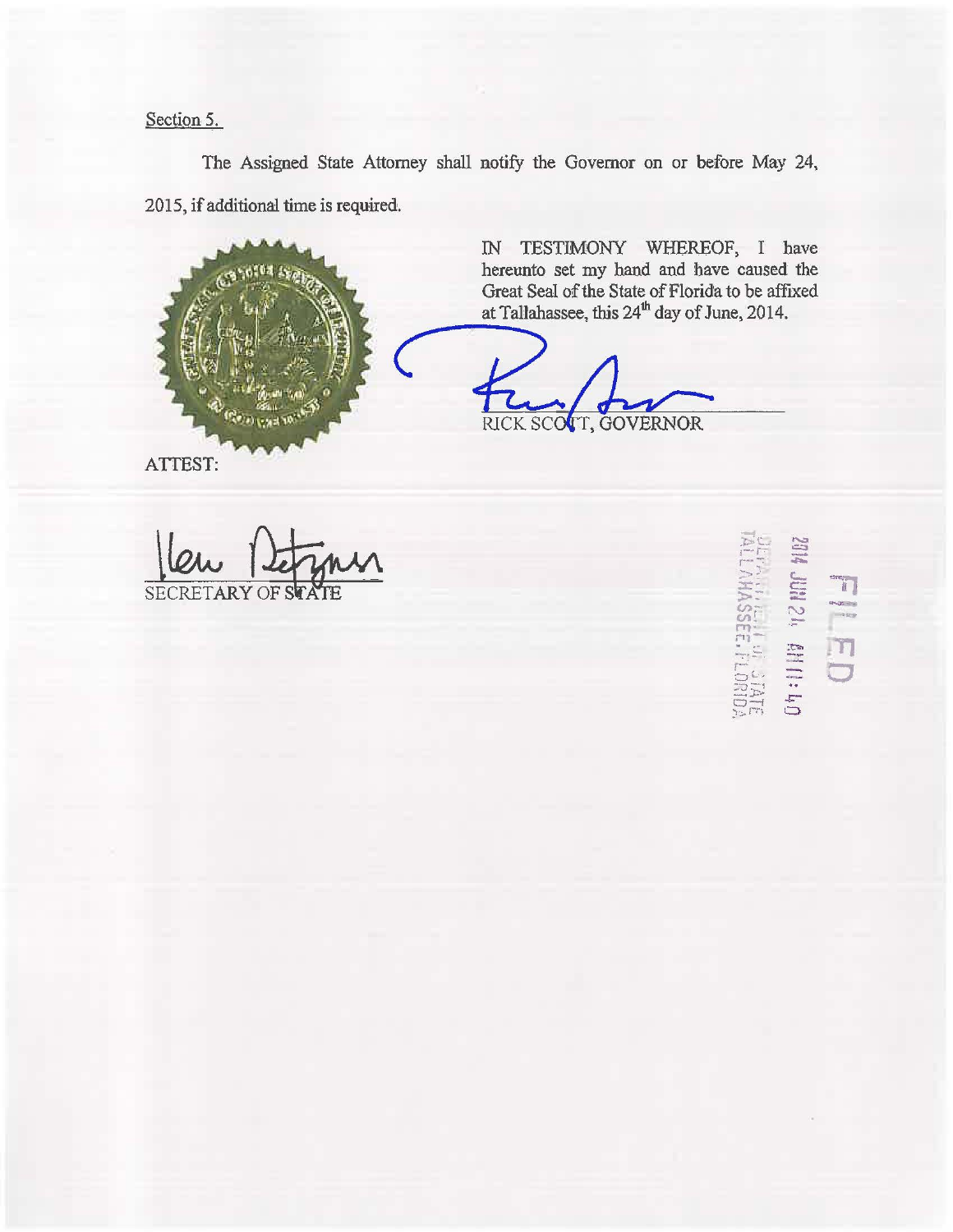Section 5.

The Assigned State Attorney shall notify the Governor on or before May 24, 2015, if additional time is required.

IN TESTIMONY WHEREOF, I have hereunto set my hand and have caused the Great Seal of the State of Florida to be affixed at Tallahassee, this 24th day of June, 2014.

RICK SCOTT, GOVERNOR

ATTEST:

SECRETARY OF STATE

FILED

2014 JUN 24 AM 11:40

DEPARTMENT OF STATE
TALLAHASSEE, FLORIDA